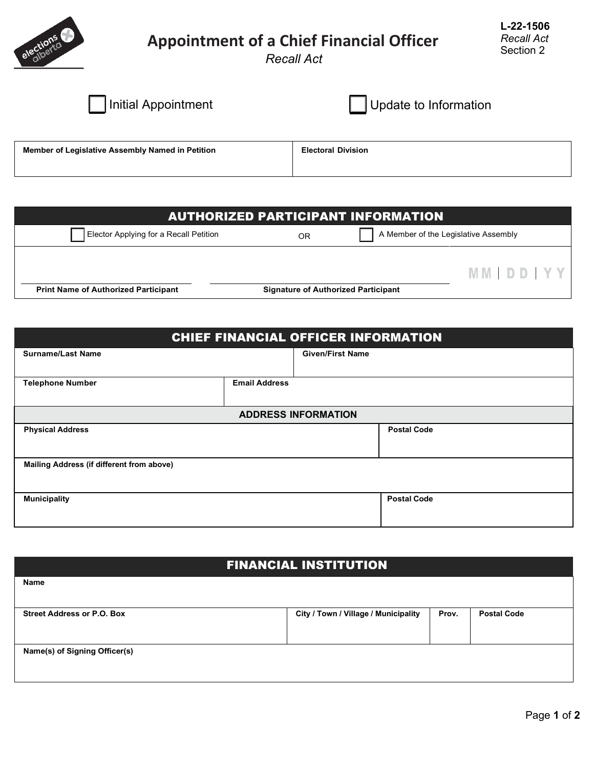# Appointment of a Chief Financial Officer

*Recall Act*

**L-22-1506**
*Recall Act*
Section 2

☐ Initial Appointment ☐ Update to Information

| Member of Legislative Assembly Named in Petition | Electoral Division |
|---|---|
| | |

## AUTHORIZED PARTICIPANT INFORMATION

☐ Elector Applying for a Recall Petition OR ☐ A Member of the Legislative Assembly

| Print Name of Authorized Participant | Signature of Authorized Participant | MM \| DD \| YY |
|---|---|---|
| | | |

## CHIEF FINANCIAL OFFICER INFORMATION

| Surname/Last Name | Given/First Name |
|---|---|
| | |

| Telephone Number | Email Address |
|---|---|
| | |

### ADDRESS INFORMATION

| Physical Address | Postal Code |
|---|---|
| | |

| Mailing Address (if different from above) |
|---|
| |

| Municipality | Postal Code |
|---|---|
| | |

## FINANCIAL INSTITUTION

| Name |
|---|
| |

| Street Address or P.O. Box | City / Town / Village / Municipality | Prov. | Postal Code |
|---|---|---|---|
| | | | |

| Name(s) of Signing Officer(s) |
|---|
| |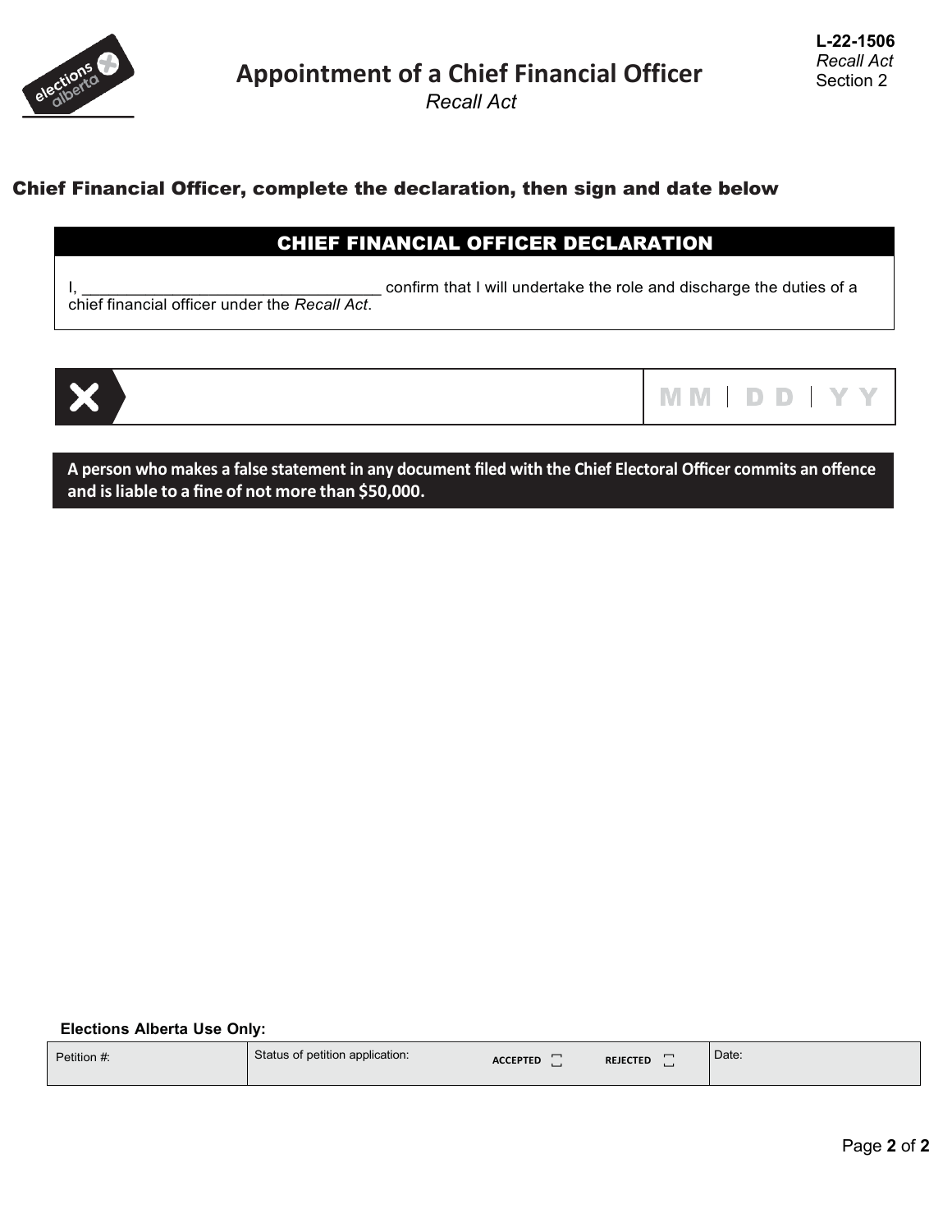L-22-1506
*Recall Act*
Section 2

# Appointment of a Chief Financial Officer

*Recall Act*

## Chief Financial Officer, complete the declaration, then sign and date below

### CHIEF FINANCIAL OFFICER DECLARATION

I, ________________________________ confirm that I will undertake the role and discharge the duties of a chief financial officer under the *Recall Act*.

| X | MM \| DD \| YY |
|---|---|
| | |

**A person who makes a false statement in any document filed with the Chief Electoral Officer commits an offence and is liable to a fine of not more than $50,000.**

**Elections Alberta Use Only:**

| Petition #: | Status of petition application: ACCEPTED ☐ REJECTED ☐ | Date: |
|---|---|---|
| | | |